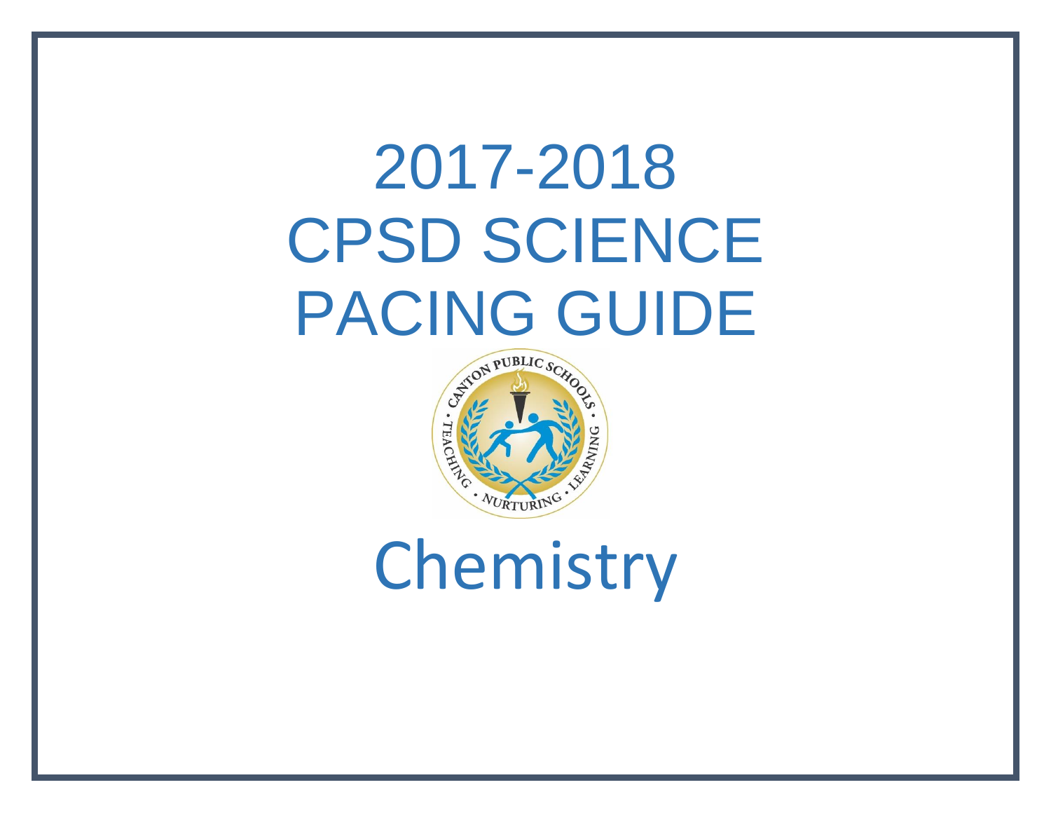# 2017-2018
# CPSD SCIENCE
# PACING GUIDE

# Chemistry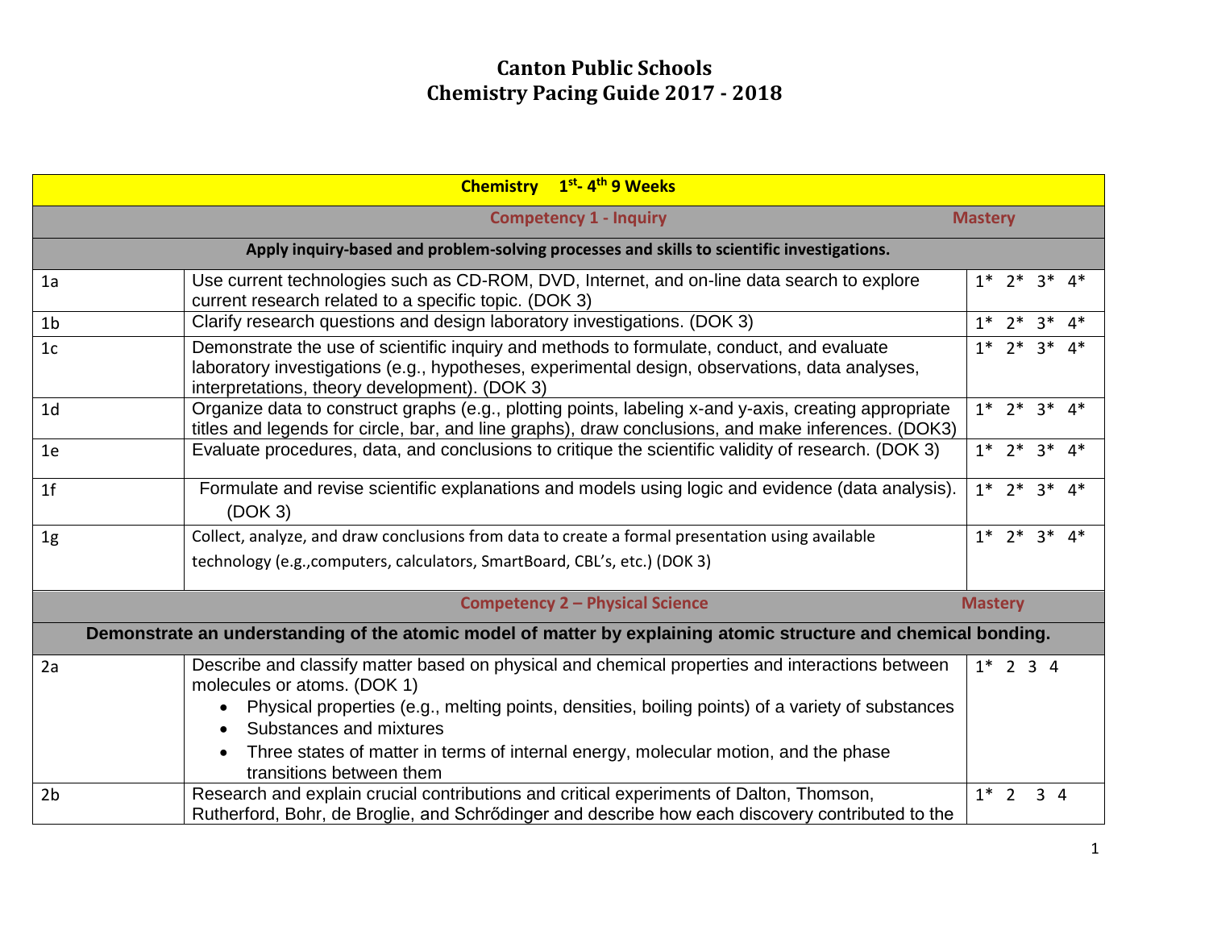# Canton Public Schools
# Chemistry Pacing Guide 2017 - 2018

| Chemistry 1st- 4th 9 Weeks | | |
|---|---|---|
| | **Competency 1 - Inquiry** | **Mastery** |
| | **Apply inquiry-based and problem-solving processes and skills to scientific investigations.** | |
| 1a | Use current technologies such as CD-ROM, DVD, Internet, and on-line data search to explore current research related to a specific topic. (DOK 3) | 1* 2* 3* 4* |
| 1b | Clarify research questions and design laboratory investigations. (DOK 3) | 1* 2* 3* 4* |
| 1c | Demonstrate the use of scientific inquiry and methods to formulate, conduct, and evaluate laboratory investigations (e.g., hypotheses, experimental design, observations, data analyses, interpretations, theory development). (DOK 3) | 1* 2* 3* 4* |
| 1d | Organize data to construct graphs (e.g., plotting points, labeling x-and y-axis, creating appropriate titles and legends for circle, bar, and line graphs), draw conclusions, and make inferences. (DOK3) | 1* 2* 3* 4* |
| 1e | Evaluate procedures, data, and conclusions to critique the scientific validity of research. (DOK 3) | 1* 2* 3* 4* |
| 1f | Formulate and revise scientific explanations and models using logic and evidence (data analysis). (DOK 3) | 1* 2* 3* 4* |
| 1g | Collect, analyze, and draw conclusions from data to create a formal presentation using available technology (e.g.,computers, calculators, SmartBoard, CBL's, etc.) (DOK 3) | 1* 2* 3* 4* |
| | **Competency 2 – Physical Science** | **Mastery** |
| | **Demonstrate an understanding of the atomic model of matter by explaining atomic structure and chemical bonding.** | |
| 2a | Describe and classify matter based on physical and chemical properties and interactions between molecules or atoms. (DOK 1)<br>• Physical properties (e.g., melting points, densities, boiling points) of a variety of substances<br>• Substances and mixtures<br>• Three states of matter in terms of internal energy, molecular motion, and the phase transitions between them | 1* 2 3 4 |
| 2b | Research and explain crucial contributions and critical experiments of Dalton, Thomson, Rutherford, Bohr, de Broglie, and Schrődinger and describe how each discovery contributed to the | 1* 2 3 4 |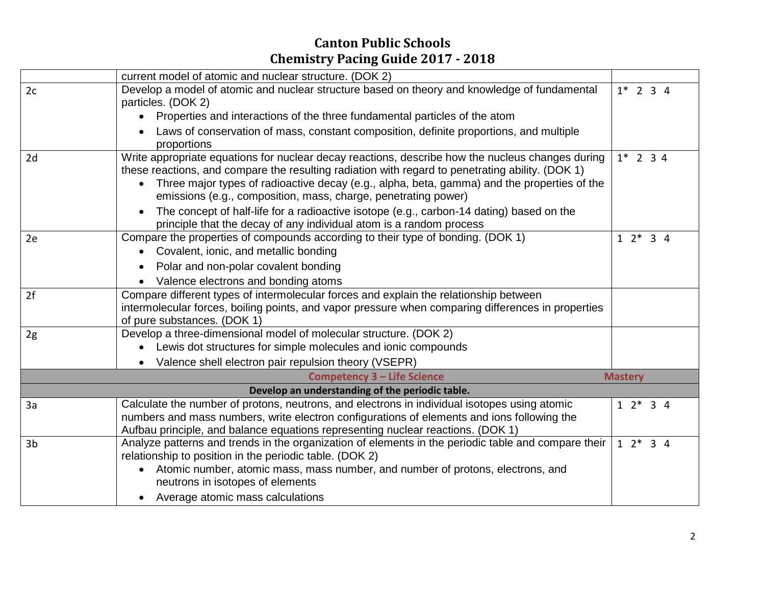# Canton Public Schools
# Chemistry Pacing Guide 2017 - 2018

| | | |
|---|---|---|
| | current model of atomic and nuclear structure. (DOK 2) | |
| 2c | Develop a model of atomic and nuclear structure based on theory and knowledge of fundamental particles. (DOK 2)<br>• Properties and interactions of the three fundamental particles of the atom<br>• Laws of conservation of mass, constant composition, definite proportions, and multiple proportions | 1* 2 3 4 |
| 2d | Write appropriate equations for nuclear decay reactions, describe how the nucleus changes during these reactions, and compare the resulting radiation with regard to penetrating ability. (DOK 1)<br>• Three major types of radioactive decay (e.g., alpha, beta, gamma) and the properties of the emissions (e.g., composition, mass, charge, penetrating power)<br>• The concept of half-life for a radioactive isotope (e.g., carbon-14 dating) based on the principle that the decay of any individual atom is a random process | 1* 2 3 4 |
| 2e | Compare the properties of compounds according to their type of bonding. (DOK 1)<br>• Covalent, ionic, and metallic bonding<br>• Polar and non-polar covalent bonding<br>• Valence electrons and bonding atoms | 1 2* 3 4 |
| 2f | Compare different types of intermolecular forces and explain the relationship between intermolecular forces, boiling points, and vapor pressure when comparing differences in properties of pure substances. (DOK 1) | |
| 2g | Develop a three-dimensional model of molecular structure. (DOK 2)<br>• Lewis dot structures for simple molecules and ionic compounds<br>• Valence shell electron pair repulsion theory (VSEPR) | |
| | **Competency 3 – Life Science** | **Mastery** |
| | **Develop an understanding of the periodic table.** | |
| 3a | Calculate the number of protons, neutrons, and electrons in individual isotopes using atomic numbers and mass numbers, write electron configurations of elements and ions following the Aufbau principle, and balance equations representing nuclear reactions. (DOK 1) | 1 2* 3 4 |
| 3b | Analyze patterns and trends in the organization of elements in the periodic table and compare their relationship to position in the periodic table. (DOK 2)<br>• Atomic number, atomic mass, mass number, and number of protons, electrons, and neutrons in isotopes of elements<br>• Average atomic mass calculations | 1 2* 3 4 |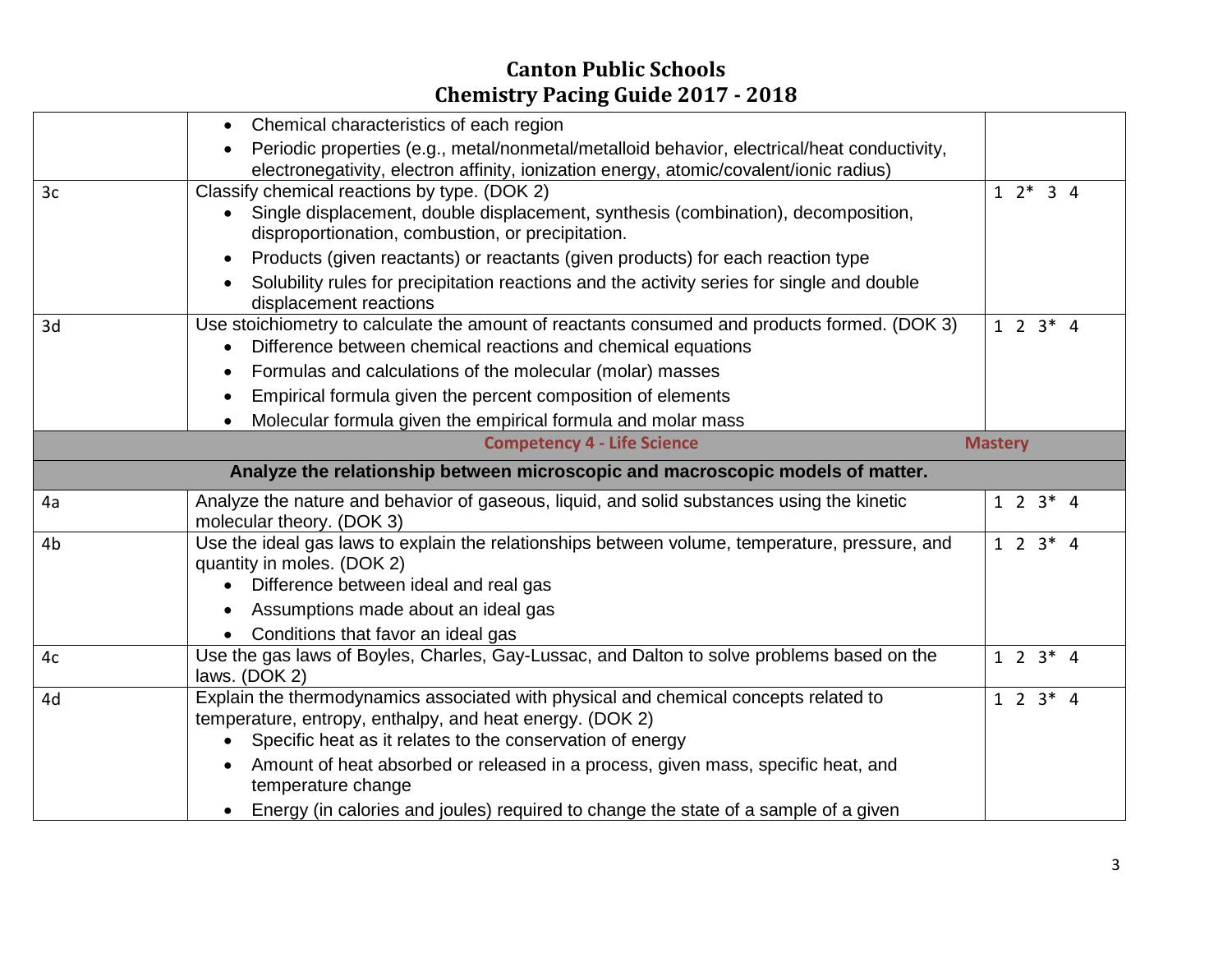# Canton Public Schools
# Chemistry Pacing Guide 2017 - 2018

| | | |
|---|---|---|
| | • Chemical characteristics of each region<br>• Periodic properties (e.g., metal/nonmetal/metalloid behavior, electrical/heat conductivity, electronegativity, electron affinity, ionization energy, atomic/covalent/ionic radius) | |
| 3c | Classify chemical reactions by type. (DOK 2)<br>• Single displacement, double displacement, synthesis (combination), decomposition, disproportionation, combustion, or precipitation.<br>• Products (given reactants) or reactants (given products) for each reaction type<br>• Solubility rules for precipitation reactions and the activity series for single and double displacement reactions | 1 2* 3 4 |
| 3d | Use stoichiometry to calculate the amount of reactants consumed and products formed. (DOK 3)<br>• Difference between chemical reactions and chemical equations<br>• Formulas and calculations of the molecular (molar) masses<br>• Empirical formula given the percent composition of elements<br>• Molecular formula given the empirical formula and molar mass | 1 2 3* 4 |
| | **Competency 4 - Life Science** | **Mastery** |
| | **Analyze the relationship between microscopic and macroscopic models of matter.** | |
| 4a | Analyze the nature and behavior of gaseous, liquid, and solid substances using the kinetic molecular theory. (DOK 3) | 1 2 3* 4 |
| 4b | Use the ideal gas laws to explain the relationships between volume, temperature, pressure, and quantity in moles. (DOK 2)<br>• Difference between ideal and real gas<br>• Assumptions made about an ideal gas<br>• Conditions that favor an ideal gas | 1 2 3* 4 |
| 4c | Use the gas laws of Boyles, Charles, Gay-Lussac, and Dalton to solve problems based on the laws. (DOK 2) | 1 2 3* 4 |
| 4d | Explain the thermodynamics associated with physical and chemical concepts related to temperature, entropy, enthalpy, and heat energy. (DOK 2)<br>• Specific heat as it relates to the conservation of energy<br>• Amount of heat absorbed or released in a process, given mass, specific heat, and temperature change<br>• Energy (in calories and joules) required to change the state of a sample of a given | 1 2 3* 4 |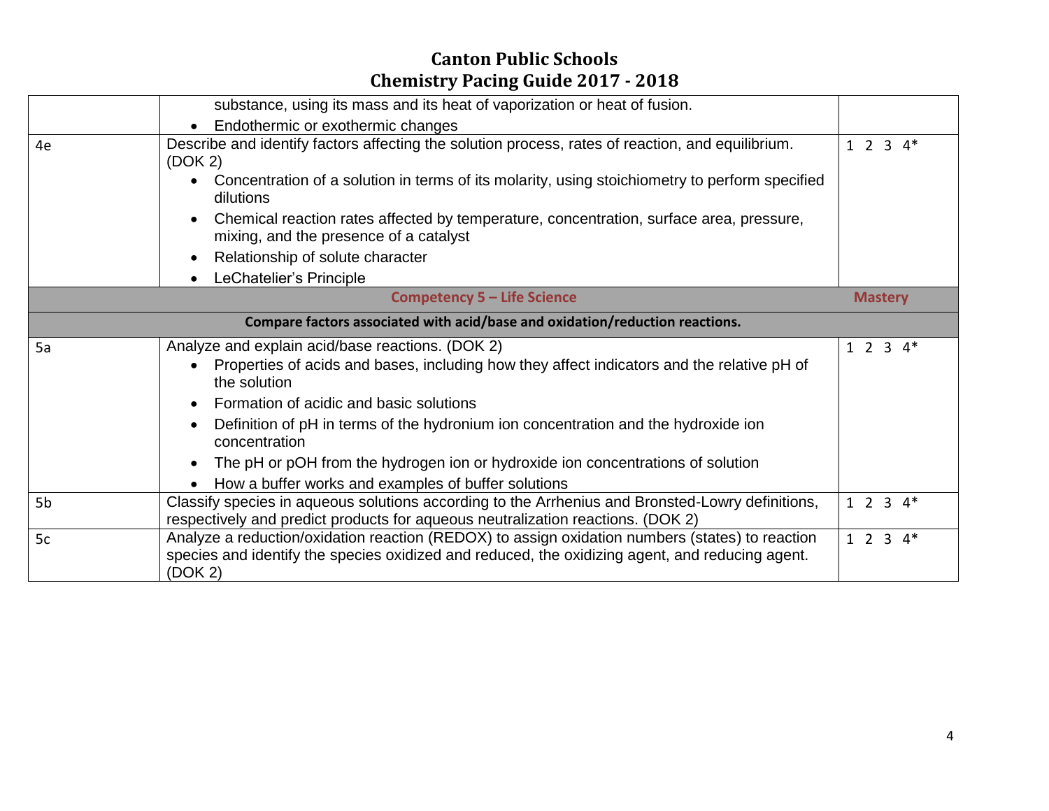# Canton Public Schools
# Chemistry Pacing Guide 2017 - 2018

| | | |
|---|---|---|
| | substance, using its mass and its heat of vaporization or heat of fusion.<br>• Endothermic or exothermic changes | |
| 4e | Describe and identify factors affecting the solution process, rates of reaction, and equilibrium. (DOK 2)<br>• Concentration of a solution in terms of its molarity, using stoichiometry to perform specified dilutions<br>• Chemical reaction rates affected by temperature, concentration, surface area, pressure, mixing, and the presence of a catalyst<br>• Relationship of solute character<br>• LeChatelier's Principle | 1 2 3 4* |
| | **Competency 5 – Life Science** | **Mastery** |
| | **Compare factors associated with acid/base and oxidation/reduction reactions.** | |
| 5a | Analyze and explain acid/base reactions. (DOK 2)<br>• Properties of acids and bases, including how they affect indicators and the relative pH of the solution<br>• Formation of acidic and basic solutions<br>• Definition of pH in terms of the hydronium ion concentration and the hydroxide ion concentration<br>• The pH or pOH from the hydrogen ion or hydroxide ion concentrations of solution<br>• How a buffer works and examples of buffer solutions | 1 2 3 4* |
| 5b | Classify species in aqueous solutions according to the Arrhenius and Bronsted-Lowry definitions, respectively and predict products for aqueous neutralization reactions. (DOK 2) | 1 2 3 4* |
| 5c | Analyze a reduction/oxidation reaction (REDOX) to assign oxidation numbers (states) to reaction species and identify the species oxidized and reduced, the oxidizing agent, and reducing agent. (DOK 2) | 1 2 3 4* |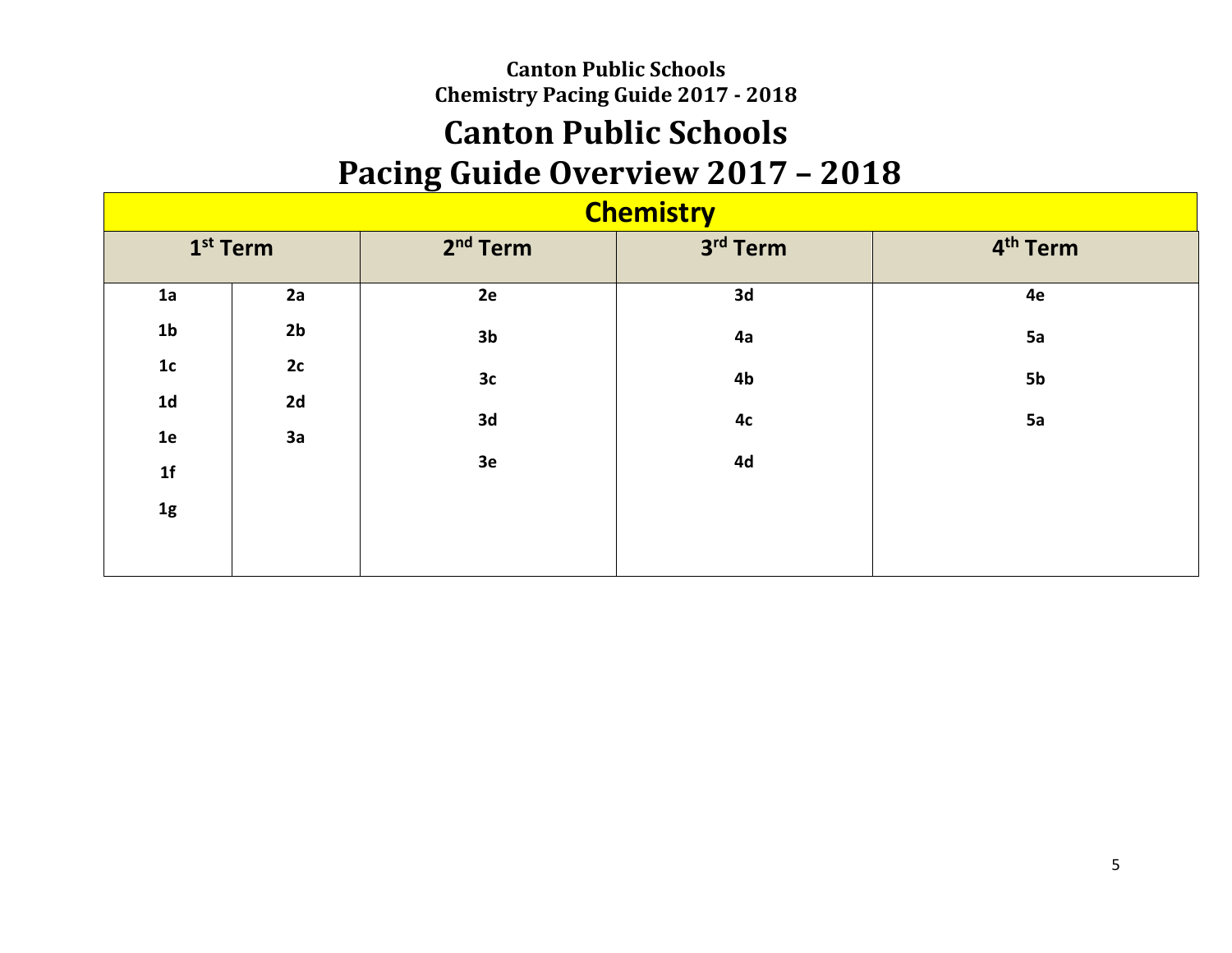# Canton Public Schools

# Pacing Guide Overview 2017 – 2018

| Chemistry | | | | |
|---|---|---|---|---|
| 1st Term | | 2nd Term | 3rd Term | 4th Term |
| 1a | 2a | 2e | 3d | 4e |
| 1b | 2b | 3b | 4a | 5a |
| 1c | 2c | 3c | 4b | 5b |
| 1d | 2d | 3d | 4c | 5a |
| 1e | 3a | 3e | 4d | |
| 1f | | | | |
| 1g | | | | |